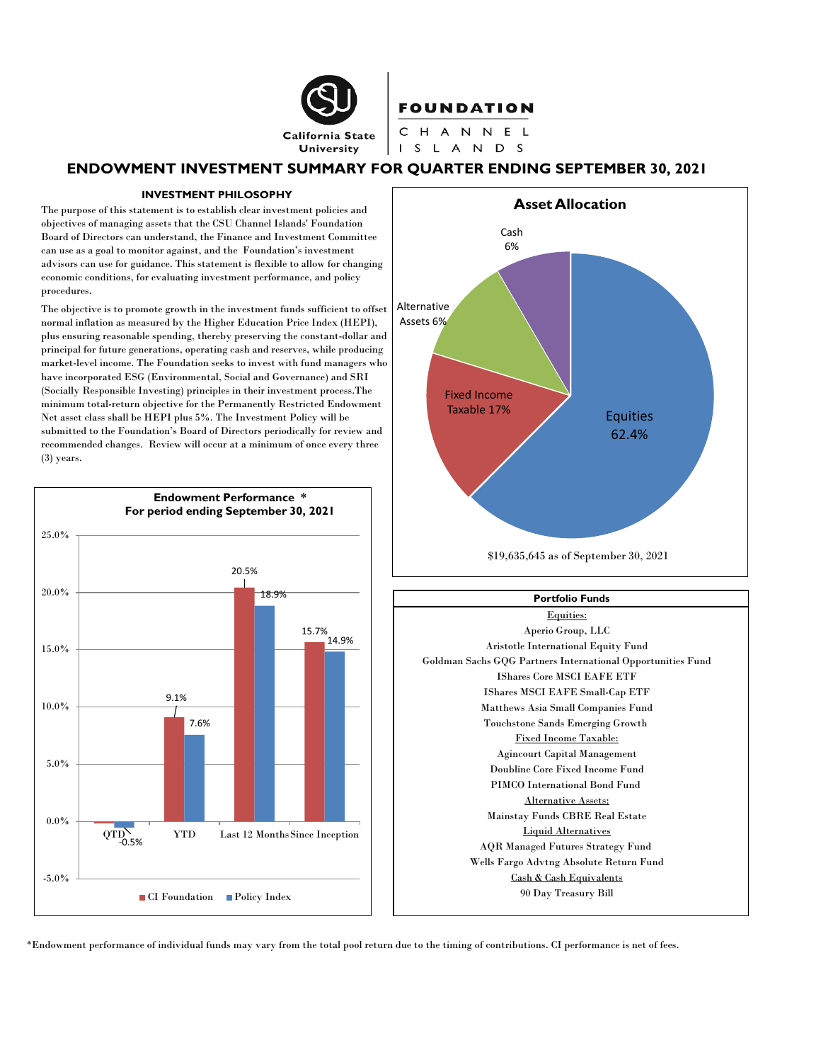California State University

**FOUNDATION**

CHANNEL ISLANDS

# ENDOWMENT INVESTMENT SUMMARY FOR QUARTER ENDING SEPTEMBER 30, 2021

### INVESTMENT PHILOSOPHY

The purpose of this statement is to establish clear investment policies and objectives of managing assets that the CSU Channel Islands' Foundation Board of Directors can understand, the Finance and Investment Committee can use as a goal to monitor against, and the Foundation's investment advisors can use for guidance. This statement is flexible to allow for changing economic conditions, for evaluating investment performance, and policy procedures.

The objective is to promote growth in the investment funds sufficient to offset normal inflation as measured by the Higher Education Price Index (HEPI), plus ensuring reasonable spending, thereby preserving the constant-dollar and principal for future generations, operating cash and reserves, while producing market-level income. The Foundation seeks to invest with fund managers who have incorporated ESG (Environmental, Social and Governance) and SRI (Socially Responsible Investing) principles in their investment process.The minimum total-return objective for the Permanently Restricted Endowment Net asset class shall be HEPI plus 5%. The Investment Policy will be submitted to the Foundation's Board of Directors periodically for review and recommended changes. Review will occur at a minimum of once every three (3) years.

### Endowment Performance *
### For period ending September 30, 2021

| | CI Foundation | Policy Index |
|---|---|---|
| QTD | | -0.5% |
| YTD | 9.1% | 7.6% |
| Last 12 Months | 20.5% | 18.9% |
| Since Inception | 15.7% | 14.9% |

### Asset Allocation

| Asset Class | Allocation |
|---|---|
| Equities | 62.4% |
| Fixed Income Taxable | 17% |
| Alternative Assets | 6% |
| Cash | 6% |

$19,635,645 as of September 30, 2021

### Portfolio Funds

Equities:
- Aperio Group, LLC
- Aristotle International Equity Fund
- Goldman Sachs GQG Partners International Opportunities Fund
- IShares Core MSCI EAFE ETF
- IShares MSCI EAFE Small-Cap ETF
- Matthews Asia Small Companies Fund
- Touchstone Sands Emerging Growth

Fixed Income Taxable:
- Agincourt Capital Management
- Doubline Core Fixed Income Fund
- PIMCO International Bond Fund

Alternative Assets:
- Mainstay Funds CBRE Real Estate

Liquid Alternatives
- AQR Managed Futures Strategy Fund
- Wells Fargo Advtng Absolute Return Fund

Cash & Cash Equivalents
- 90 Day Treasury Bill

*Endowment performance of individual funds may vary from the total pool return due to the timing of contributions. CI performance is net of fees.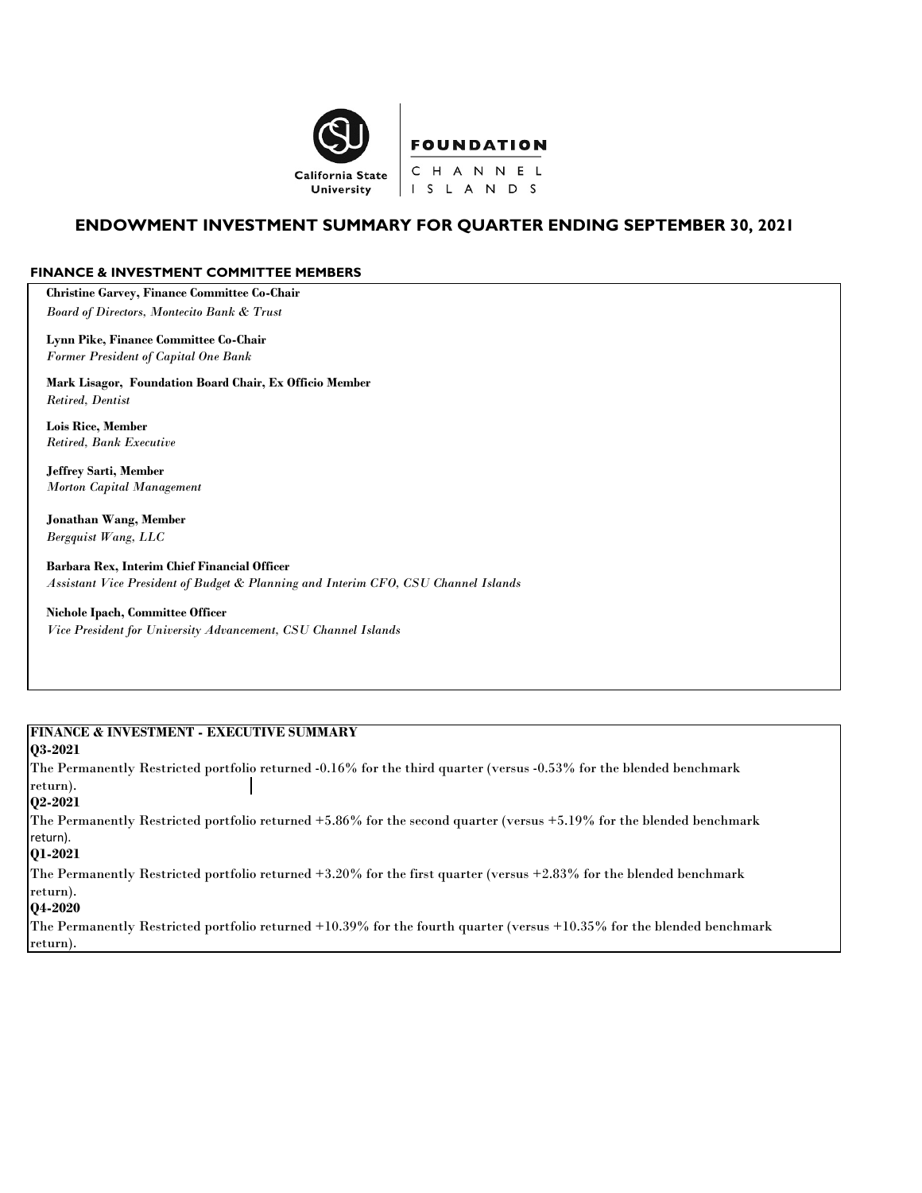California State University | FOUNDATION CHANNEL ISLANDS

# ENDOWMENT INVESTMENT SUMMARY FOR QUARTER ENDING SEPTEMBER 30, 2021

## FINANCE & INVESTMENT COMMITTEE MEMBERS

**Christine Garvey, Finance Committee Co-Chair**
*Board of Directors, Montecito Bank & Trust*

**Lynn Pike, Finance Committee Co-Chair**
*Former President of Capital One Bank*

**Mark Lisagor, Foundation Board Chair, Ex Officio Member**
*Retired, Dentist*

**Lois Rice, Member**
*Retired, Bank Executive*

**Jeffrey Sarti, Member**
*Morton Capital Management*

**Jonathan Wang, Member**
*Bergquist Wang, LLC*

**Barbara Rex, Interim Chief Financial Officer**
*Assistant Vice President of Budget & Planning and Interim CFO, CSU Channel Islands*

**Nichole Ipach, Committee Officer**
*Vice President for University Advancement, CSU Channel Islands*

## FINANCE & INVESTMENT - EXECUTIVE SUMMARY

**Q3-2021**

The Permanently Restricted portfolio returned -0.16% for the third quarter (versus -0.53% for the blended benchmark return).

**Q2-2021**

The Permanently Restricted portfolio returned +5.86% for the second quarter (versus +5.19% for the blended benchmark return).

**Q1-2021**

The Permanently Restricted portfolio returned +3.20% for the first quarter (versus +2.83% for the blended benchmark return).

**Q4-2020**

The Permanently Restricted portfolio returned +10.39% for the fourth quarter (versus +10.35% for the blended benchmark return).